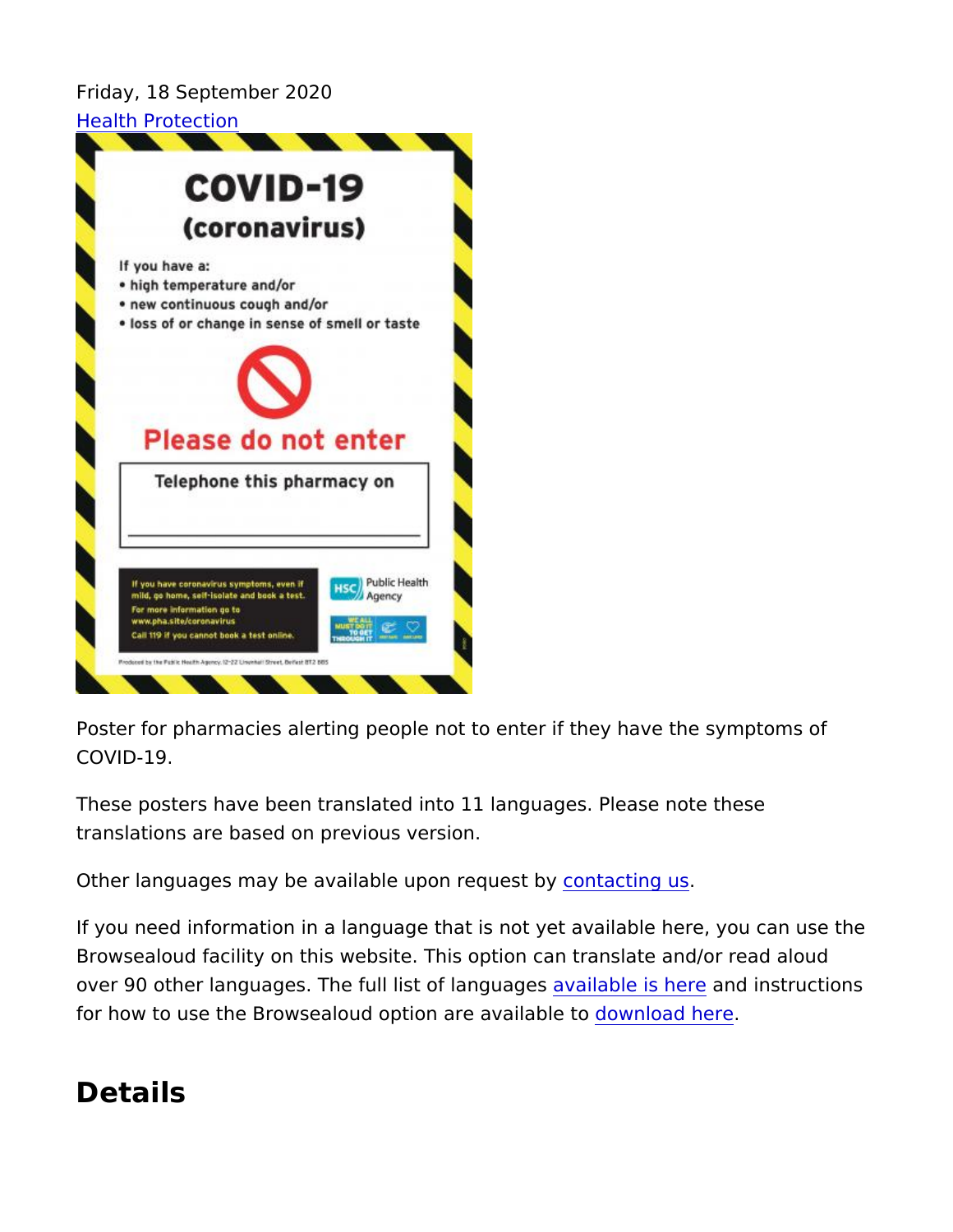Friday, 18 September 2020

Health Protection

Poster for pharmacies alerting people not to enter if they have the symptoms of COVID-19.

These posters have been translated into 11 languages. Please note these translations are based on previous version.

Other languages may be available upon request by contacting us.

If you need information in a language that is not yet available here, you can use the Browsealoud facility on this website. This option can translate and/or read aloud over 90 other languages. The full list of languages available is here and instructions for how to use the Browsealoud option are available to download here.

## Details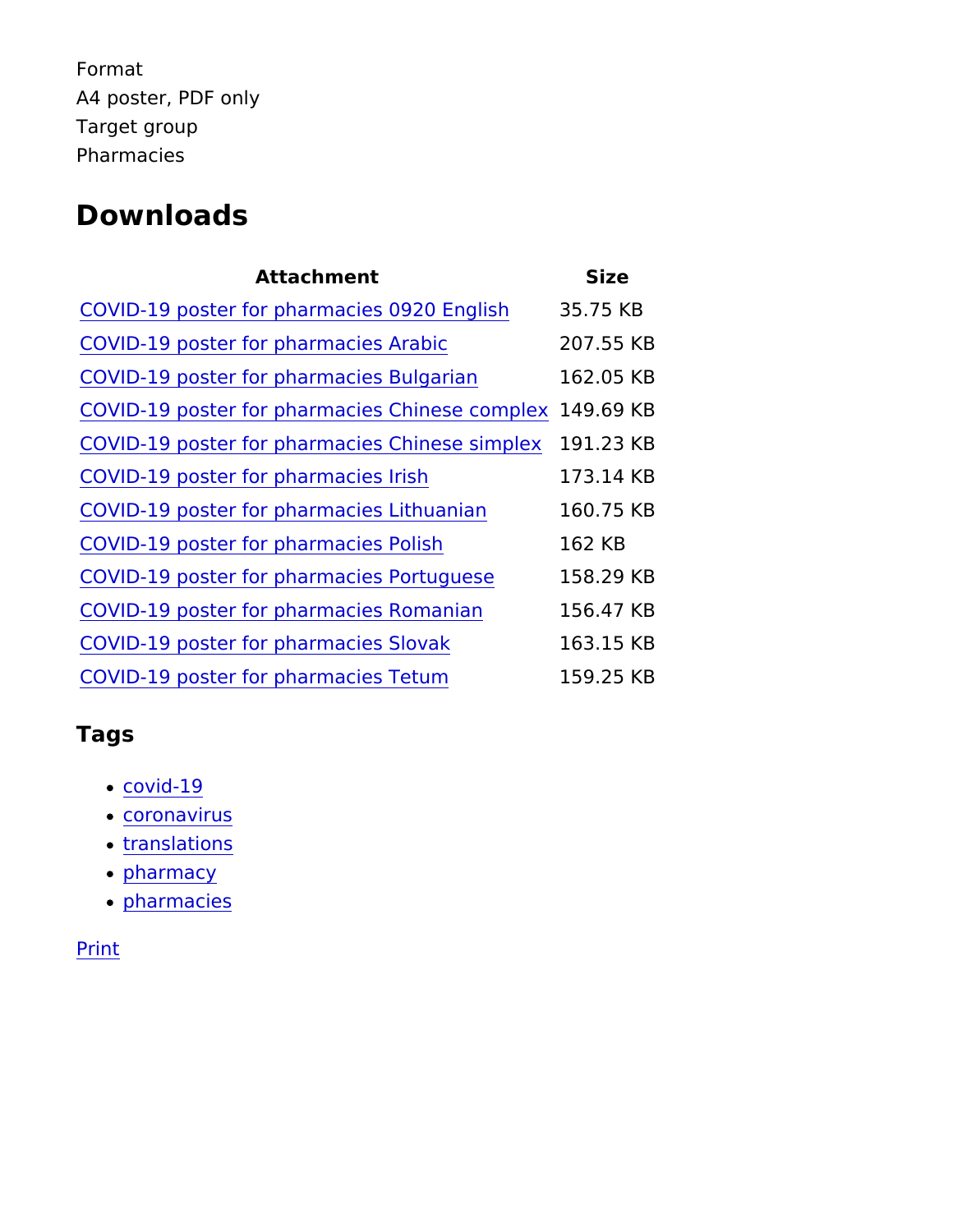Format

A4 poster, PDF only

Target group

Pharmacies

## Downloads

| Attachment | Size |
|---|---|
| COVID-19 poster for pharmacies 0920 English | 35.75 KB |
| COVID-19 poster for pharmacies Arabic | 207.55 KB |
| COVID-19 poster for pharmacies Bulgarian | 162.05 KB |
| COVID-19 poster for pharmacies Chinese complex | 149.69 KB |
| COVID-19 poster for pharmacies Chinese simplex | 191.23 KB |
| COVID-19 poster for pharmacies Irish | 173.14 KB |
| COVID-19 poster for pharmacies Lithuanian | 160.75 KB |
| COVID-19 poster for pharmacies Polish | 162 KB |
| COVID-19 poster for pharmacies Portuguese | 158.29 KB |
| COVID-19 poster for pharmacies Romanian | 156.47 KB |
| COVID-19 poster for pharmacies Slovak | 163.15 KB |
| COVID-19 poster for pharmacies Tetum | 159.25 KB |

### Tags

- covid-19
- coronavirus
- translations
- pharmacy
- pharmacies

Print